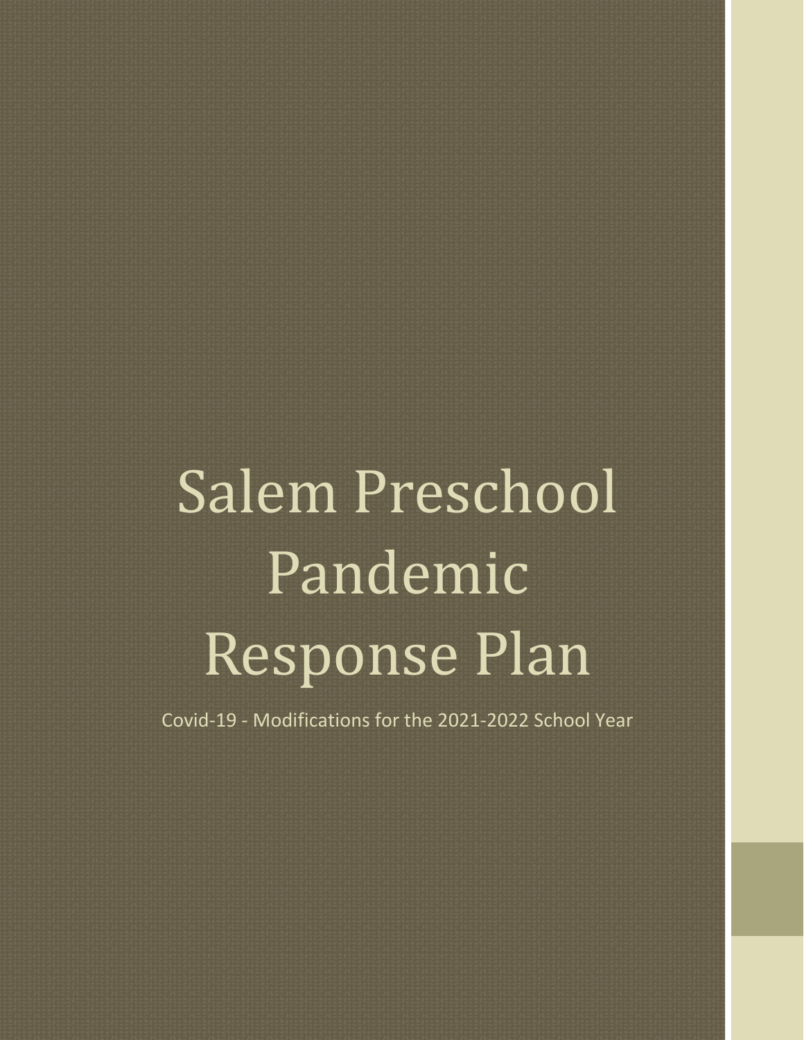# Salem Preschool Pandemic Response Plan

Covid-19 - Modifications for the 2021-2022 School Year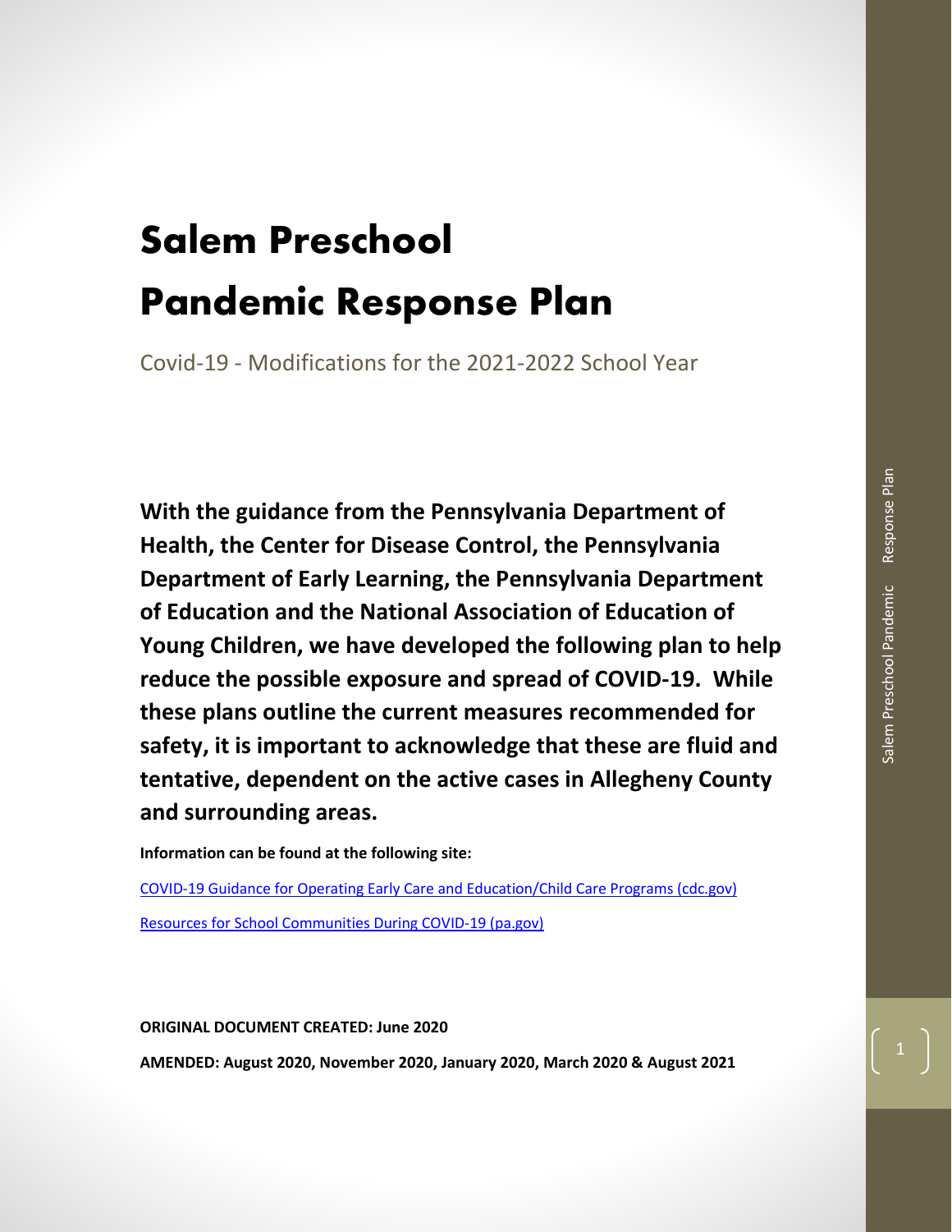# Salem Preschool Pandemic Response Plan

Covid-19 - Modifications for the 2021-2022 School Year

**With the guidance from the Pennsylvania Department of Health, the Center for Disease Control, the Pennsylvania Department of Early Learning, the Pennsylvania Department of Education and the National Association of Education of Young Children, we have developed the following plan to help reduce the possible exposure and spread of COVID-19. While these plans outline the current measures recommended for safety, it is important to acknowledge that these are fluid and tentative, dependent on the active cases in Allegheny County and surrounding areas.**

**Information can be found at the following site:**

[COVID-19 Guidance for Operating Early Care and Education/Child Care Programs (cdc.gov)]()

[Resources for School Communities During COVID-19 (pa.gov)]()

**ORIGINAL DOCUMENT CREATED: June 2020**

**AMENDED: August 2020, November 2020, January 2020, March 2020 & August 2021**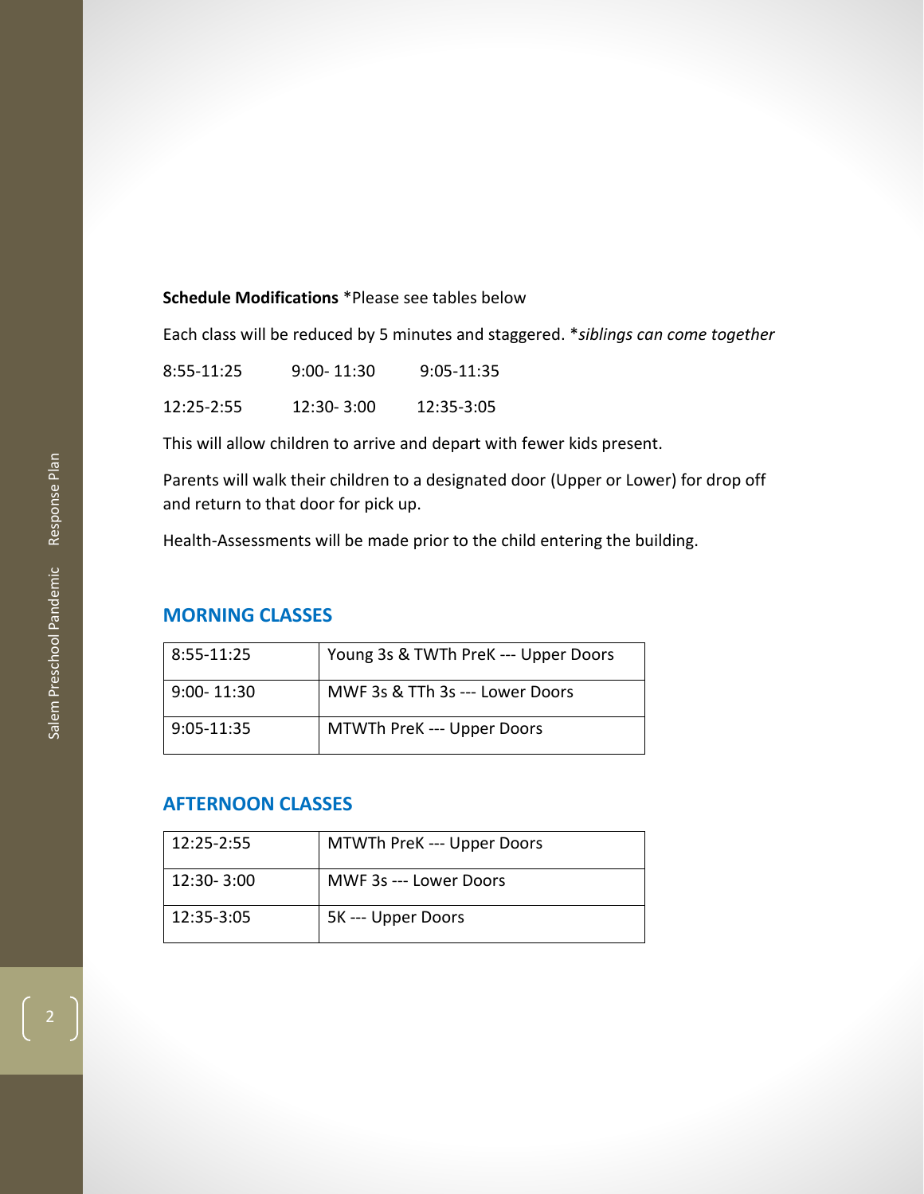**Schedule Modifications** *Please see tables below

Each class will be reduced by 5 minutes and staggered. **siblings can come together*

8:55-11:25    9:00- 11:30    9:05-11:35

12:25-2:55    12:30- 3:00    12:35-3:05

This will allow children to arrive and depart with fewer kids present.

Parents will walk their children to a designated door (Upper or Lower) for drop off and return to that door for pick up.

Health-Assessments will be made prior to the child entering the building.

## MORNING CLASSES

| | |
|---|---|
| 8:55-11:25 | Young 3s & TWTh PreK --- Upper Doors |
| 9:00- 11:30 | MWF 3s & TTh 3s --- Lower Doors |
| 9:05-11:35 | MTWTh PreK --- Upper Doors |

## AFTERNOON CLASSES

| | |
|---|---|
| 12:25-2:55 | MTWTh PreK --- Upper Doors |
| 12:30- 3:00 | MWF 3s --- Lower Doors |
| 12:35-3:05 | 5K --- Upper Doors |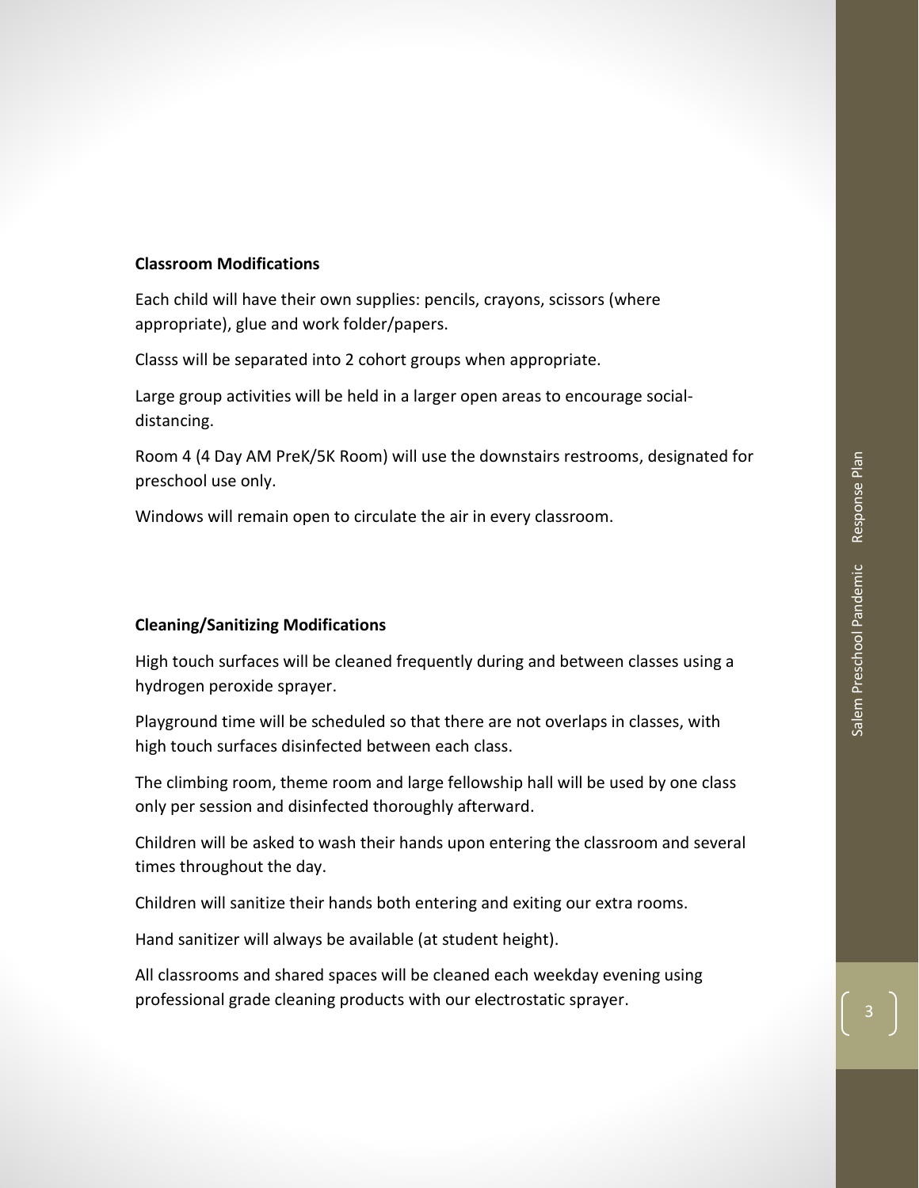**Classroom Modifications**

Each child will have their own supplies: pencils, crayons, scissors (where appropriate), glue and work folder/papers.

Classs will be separated into 2 cohort groups when appropriate.

Large group activities will be held in a larger open areas to encourage social-distancing.

Room 4 (4 Day AM PreK/5K Room) will use the downstairs restrooms, designated for preschool use only.

Windows will remain open to circulate the air in every classroom.

**Cleaning/Sanitizing Modifications**

High touch surfaces will be cleaned frequently during and between classes using a hydrogen peroxide sprayer.

Playground time will be scheduled so that there are not overlaps in classes, with high touch surfaces disinfected between each class.

The climbing room, theme room and large fellowship hall will be used by one class only per session and disinfected thoroughly afterward.

Children will be asked to wash their hands upon entering the classroom and several times throughout the day.

Children will sanitize their hands both entering and exiting our extra rooms.

Hand sanitizer will always be available (at student height).

All classrooms and shared spaces will be cleaned each weekday evening using professional grade cleaning products with our electrostatic sprayer.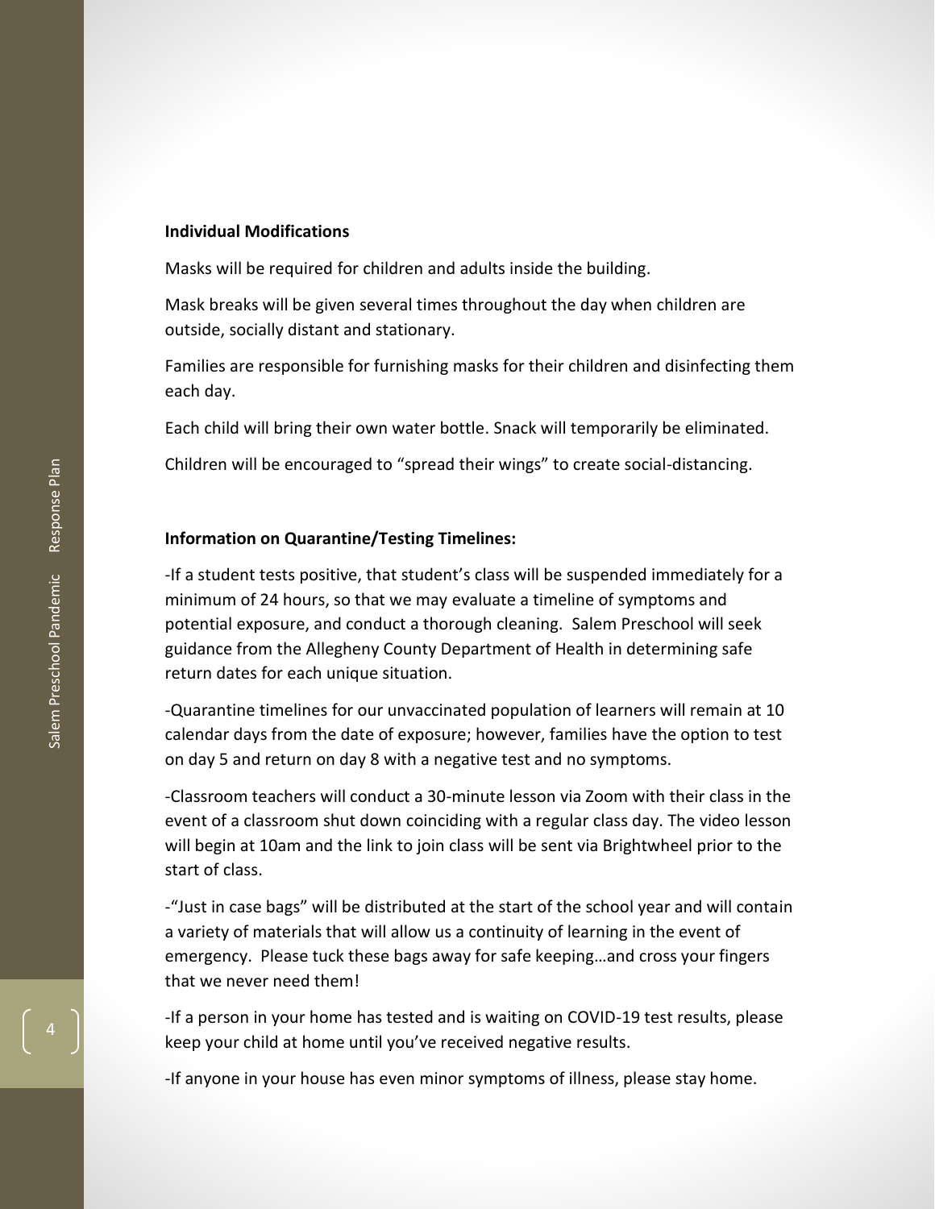**Individual Modifications**

Masks will be required for children and adults inside the building.

Mask breaks will be given several times throughout the day when children are outside, socially distant and stationary.

Families are responsible for furnishing masks for their children and disinfecting them each day.

Each child will bring their own water bottle. Snack will temporarily be eliminated.

Children will be encouraged to "spread their wings" to create social-distancing.

**Information on Quarantine/Testing Timelines:**

-If a student tests positive, that student's class will be suspended immediately for a minimum of 24 hours, so that we may evaluate a timeline of symptoms and potential exposure, and conduct a thorough cleaning. Salem Preschool will seek guidance from the Allegheny County Department of Health in determining safe return dates for each unique situation.

-Quarantine timelines for our unvaccinated population of learners will remain at 10 calendar days from the date of exposure; however, families have the option to test on day 5 and return on day 8 with a negative test and no symptoms.

-Classroom teachers will conduct a 30-minute lesson via Zoom with their class in the event of a classroom shut down coinciding with a regular class day. The video lesson will begin at 10am and the link to join class will be sent via Brightwheel prior to the start of class.

-"Just in case bags" will be distributed at the start of the school year and will contain a variety of materials that will allow us a continuity of learning in the event of emergency. Please tuck these bags away for safe keeping…and cross your fingers that we never need them!

-If a person in your home has tested and is waiting on COVID-19 test results, please keep your child at home until you've received negative results.

-If anyone in your house has even minor symptoms of illness, please stay home.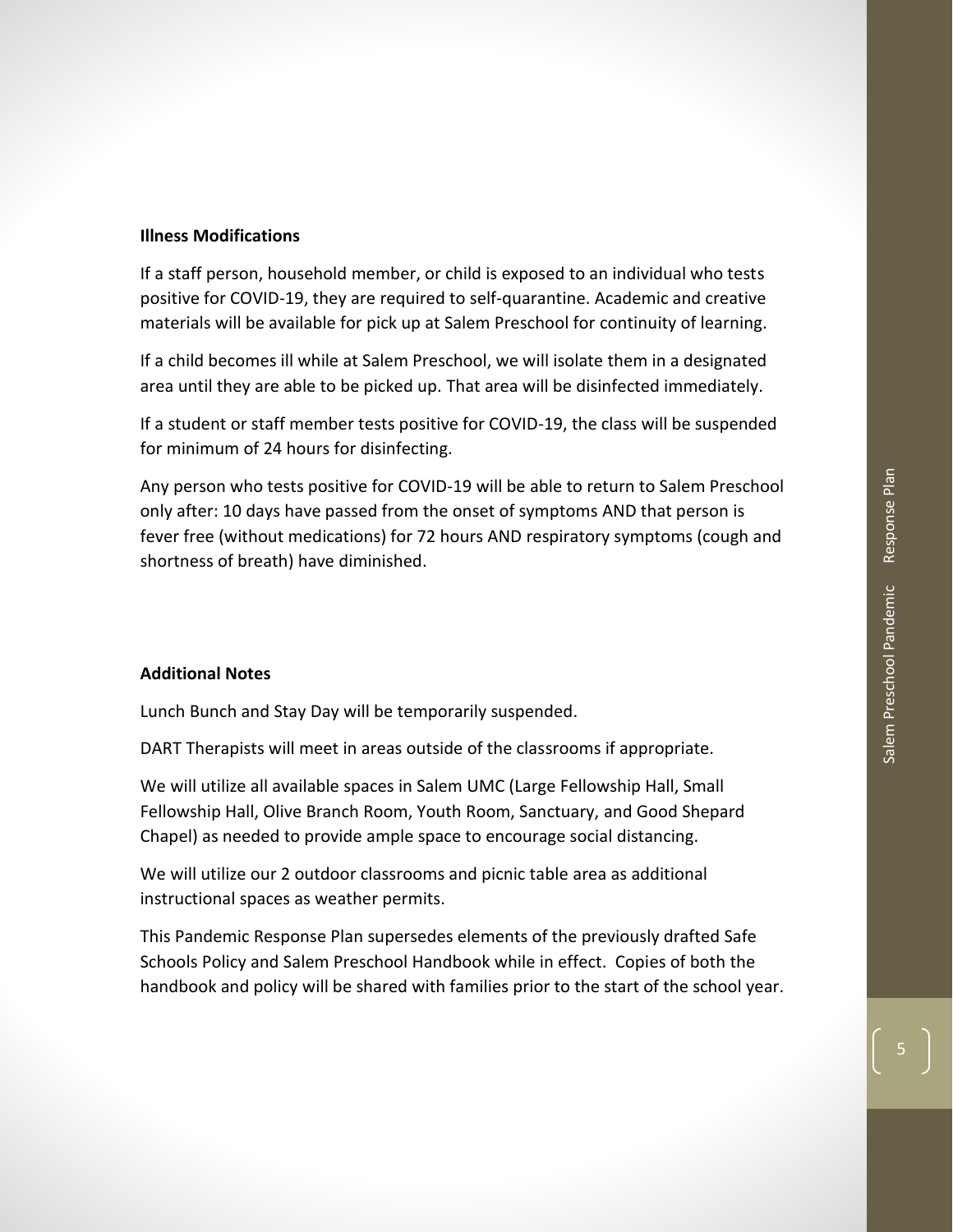**Illness Modifications**

If a staff person, household member, or child is exposed to an individual who tests positive for COVID-19, they are required to self-quarantine. Academic and creative materials will be available for pick up at Salem Preschool for continuity of learning.

If a child becomes ill while at Salem Preschool, we will isolate them in a designated area until they are able to be picked up. That area will be disinfected immediately.

If a student or staff member tests positive for COVID-19, the class will be suspended for minimum of 24 hours for disinfecting.

Any person who tests positive for COVID-19 will be able to return to Salem Preschool only after: 10 days have passed from the onset of symptoms AND that person is fever free (without medications) for 72 hours AND respiratory symptoms (cough and shortness of breath) have diminished.

**Additional Notes**

Lunch Bunch and Stay Day will be temporarily suspended.

DART Therapists will meet in areas outside of the classrooms if appropriate.

We will utilize all available spaces in Salem UMC (Large Fellowship Hall, Small Fellowship Hall, Olive Branch Room, Youth Room, Sanctuary, and Good Shepard Chapel) as needed to provide ample space to encourage social distancing.

We will utilize our 2 outdoor classrooms and picnic table area as additional instructional spaces as weather permits.

This Pandemic Response Plan supersedes elements of the previously drafted Safe Schools Policy and Salem Preschool Handbook while in effect. Copies of both the handbook and policy will be shared with families prior to the start of the school year.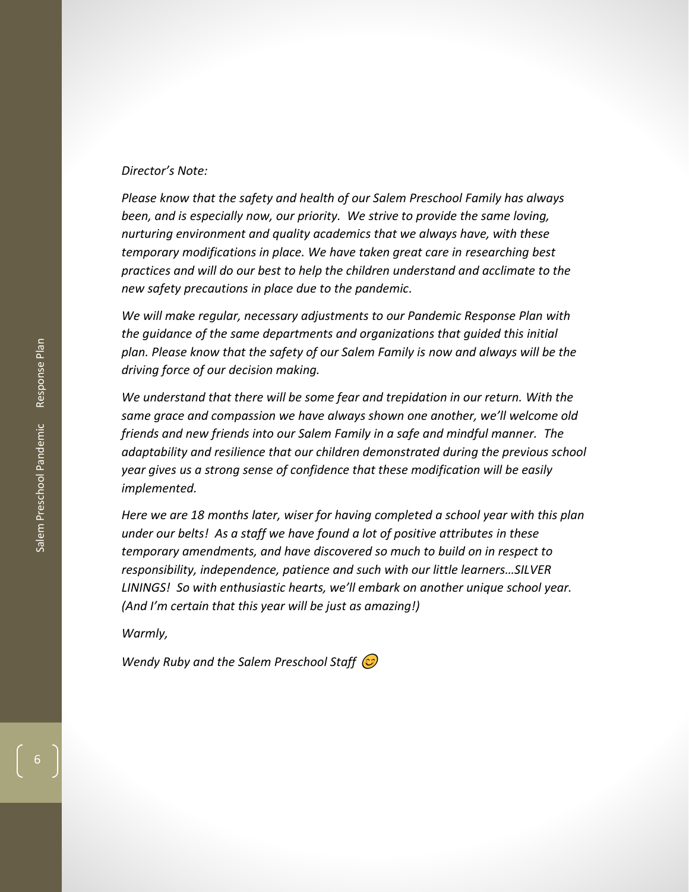*Director's Note:*

*Please know that the safety and health of our Salem Preschool Family has always been, and is especially now, our priority. We strive to provide the same loving, nurturing environment and quality academics that we always have, with these temporary modifications in place. We have taken great care in researching best practices and will do our best to help the children understand and acclimate to the new safety precautions in place due to the pandemic.*

*We will make regular, necessary adjustments to our Pandemic Response Plan with the guidance of the same departments and organizations that guided this initial plan. Please know that the safety of our Salem Family is now and always will be the driving force of our decision making.*

*We understand that there will be some fear and trepidation in our return. With the same grace and compassion we have always shown one another, we'll welcome old friends and new friends into our Salem Family in a safe and mindful manner. The adaptability and resilience that our children demonstrated during the previous school year gives us a strong sense of confidence that these modification will be easily implemented.*

*Here we are 18 months later, wiser for having completed a school year with this plan under our belts! As a staff we have found a lot of positive attributes in these temporary amendments, and have discovered so much to build on in respect to responsibility, independence, patience and such with our little learners…SILVER LININGS! So with enthusiastic hearts, we'll embark on another unique school year. (And I'm certain that this year will be just as amazing!)*

*Warmly,*

*Wendy Ruby and the Salem Preschool Staff* 😊